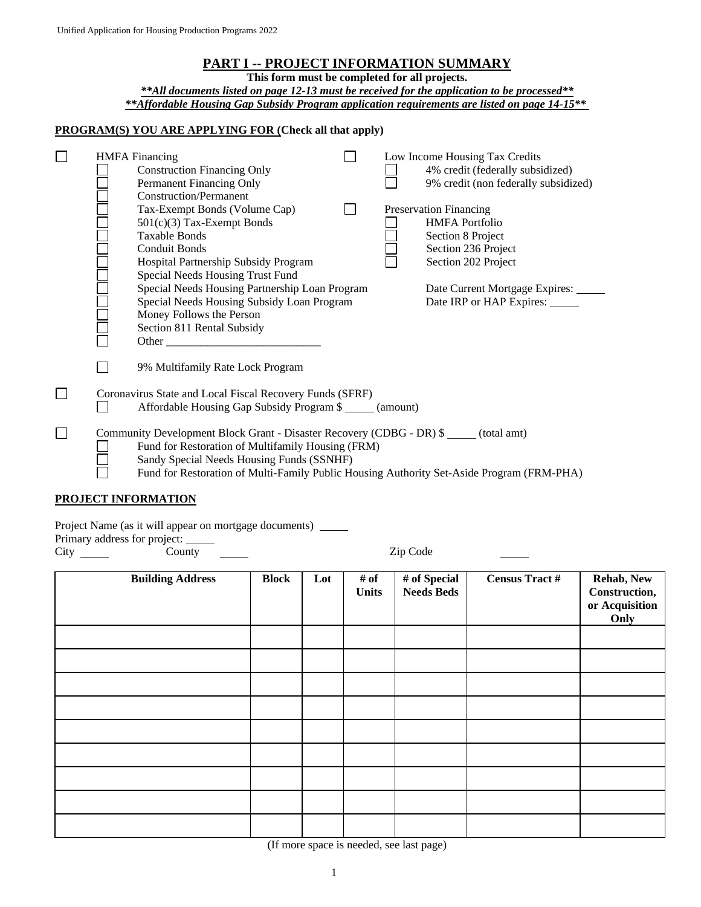# PART I -- PROJECT INFORMATION SUMMARY

**This form must be completed for all projects.**

***\*\*All documents listed on page 12-13 must be received for the application to be processed\*\****

***\*\*Affordable Housing Gap Subsidy Program application requirements are listed on page 14-15\*\****

**PROGRAM(S) YOU ARE APPLYING FOR (Check all that apply)**

- ☐ HMFA Financing
  - ☐ Construction Financing Only
  - ☐ Permanent Financing Only
  - ☐ Construction/Permanent
  - ☐ Tax-Exempt Bonds (Volume Cap)
  - ☐ 501(c)(3) Tax-Exempt Bonds
  - ☐ Taxable Bonds
  - ☐ Conduit Bonds
  - ☐ Hospital Partnership Subsidy Program
  - ☐ Special Needs Housing Trust Fund
  - ☐ Special Needs Housing Partnership Loan Program
  - ☐ Special Needs Housing Subsidy Loan Program
  - ☐ Money Follows the Person
  - ☐ Section 811 Rental Subsidy
  - ☐ Other ___________________________
  - ☐ 9% Multifamily Rate Lock Program
- ☐ Low Income Housing Tax Credits
  - ☐ 4% credit (federally subsidized)
  - ☐ 9% credit (non federally subsidized)
- ☐ Preservation Financing
  - ☐ HMFA Portfolio
  - ☐ Section 8 Project
  - ☐ Section 236 Project
  - ☐ Section 202 Project
  - Date Current Mortgage Expires: _____
  - Date IRP or HAP Expires: _____
- ☐ Coronavirus State and Local Fiscal Recovery Funds (SFRF)
  - ☐ Affordable Housing Gap Subsidy Program $ _____ (amount)
- ☐ Community Development Block Grant - Disaster Recovery (CDBG - DR) $ _____ (total amt)
  - ☐ Fund for Restoration of Multifamily Housing (FRM)
  - ☐ Sandy Special Needs Housing Funds (SSNHF)
  - ☐ Fund for Restoration of Multi-Family Public Housing Authority Set-Aside Program (FRM-PHA)

**PROJECT INFORMATION**

Project Name (as it will appear on mortgage documents) _____

Primary address for project: _____

City _____ County _____ Zip Code _____

| Building Address | Block | Lot | # of Units | # of Special Needs Beds | Census Tract # | Rehab, New Construction, or Acquisition Only |
|---|---|---|---|---|---|---|
| | | | | | | |
| | | | | | | |
| | | | | | | |
| | | | | | | |
| | | | | | | |
| | | | | | | |
| | | | | | | |
| | | | | | | |
| | | | | | | |

(If more space is needed, see last page)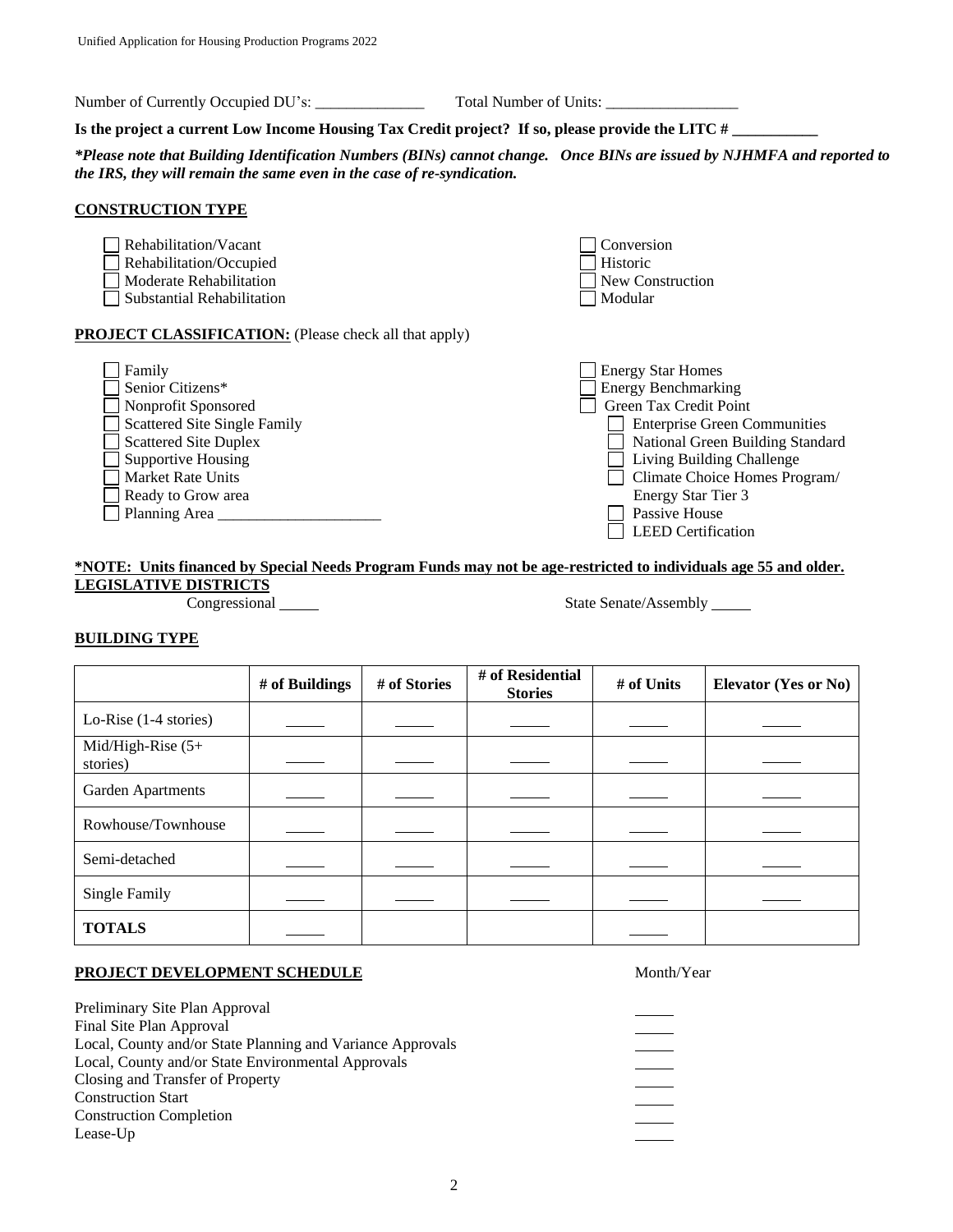Number of Currently Occupied DU's: ______________ Total Number of Units: _________________

**Is the project a current Low Income Housing Tax Credit project? If so, please provide the LITC # ___________**

***Please note that Building Identification Numbers (BINs) cannot change. Once BINs are issued by NJHMFA and reported to the IRS, they will remain the same even in the case of re-syndication.***

## CONSTRUCTION TYPE

- ☐ Rehabilitation/Vacant
- ☐ Rehabilitation/Occupied
- ☐ Moderate Rehabilitation
- ☐ Substantial Rehabilitation
- ☐ Conversion
- ☐ Historic
- ☐ New Construction
- ☐ Modular

## PROJECT CLASSIFICATION: (Please check all that apply)

- ☐ Family
- ☐ Senior Citizens*
- ☐ Nonprofit Sponsored
- ☐ Scattered Site Single Family
- ☐ Scattered Site Duplex
- ☐ Supportive Housing
- ☐ Market Rate Units
- ☐ Ready to Grow area
- ☐ Planning Area _____________________
- ☐ Energy Star Homes
- ☐ Energy Benchmarking
- ☐ Green Tax Credit Point
  - ☐ Enterprise Green Communities
  - ☐ National Green Building Standard
  - ☐ Living Building Challenge
  - ☐ Climate Choice Homes Program/ Energy Star Tier 3
  - ☐ Passive House
  - ☐ LEED Certification

**\*NOTE: Units financed by Special Needs Program Funds may not be age-restricted to individuals age 55 and older.**

## LEGISLATIVE DISTRICTS

Congressional _____ State Senate/Assembly _____

## BUILDING TYPE

| | # of Buildings | # of Stories | # of Residential Stories | # of Units | Elevator (Yes or No) |
|---|---|---|---|---|---|
| Lo-Rise (1-4 stories) | _____ | _____ | _____ | _____ | _____ |
| Mid/High-Rise (5+ stories) | _____ | _____ | _____ | _____ | _____ |
| Garden Apartments | _____ | _____ | _____ | _____ | _____ |
| Rowhouse/Townhouse | _____ | _____ | _____ | _____ | _____ |
| Semi-detached | _____ | _____ | _____ | _____ | _____ |
| Single Family | _____ | _____ | _____ | _____ | _____ |
| **TOTALS** | _____ | | | _____ | |

## PROJECT DEVELOPMENT SCHEDULE

| | Month/Year |
|---|---|
| Preliminary Site Plan Approval | _____ |
| Final Site Plan Approval | _____ |
| Local, County and/or State Planning and Variance Approvals | _____ |
| Local, County and/or State Environmental Approvals | _____ |
| Closing and Transfer of Property | _____ |
| Construction Start | _____ |
| Construction Completion | _____ |
| Lease-Up | _____ |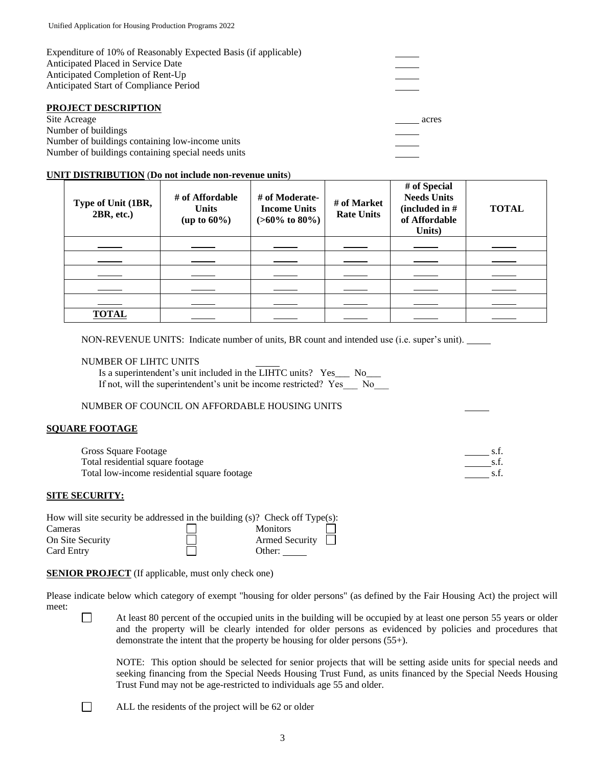Expenditure of 10% of Reasonably Expected Basis (if applicable) \_\_\_\_\_
Anticipated Placed in Service Date \_\_\_\_\_
Anticipated Completion of Rent-Up \_\_\_\_\_
Anticipated Start of Compliance Period \_\_\_\_\_

**PROJECT DESCRIPTION**

Site Acreage \_\_\_\_\_ acres
Number of buildings \_\_\_\_\_
Number of buildings containing low-income units \_\_\_\_\_
Number of buildings containing special needs units \_\_\_\_\_

**UNIT DISTRIBUTION** (**Do not include non-revenue units**)

| Type of Unit (1BR, 2BR, etc.) | # of Affordable Units (up to 60%) | # of Moderate-Income Units (>60% to 80%) | # of Market Rate Units | # of Special Needs Units (included in # of Affordable Units) | TOTAL |
|---|---|---|---|---|---|
| \_\_\_\_\_ | \_\_\_\_\_ | \_\_\_\_\_ | \_\_\_\_\_ | \_\_\_\_\_ | \_\_\_\_\_ |
| \_\_\_\_\_ | \_\_\_\_\_ | \_\_\_\_\_ | \_\_\_\_\_ | \_\_\_\_\_ | \_\_\_\_\_ |
| \_\_\_\_\_ | \_\_\_\_\_ | \_\_\_\_\_ | \_\_\_\_\_ | \_\_\_\_\_ | \_\_\_\_\_ |
| \_\_\_\_\_ | \_\_\_\_\_ | \_\_\_\_\_ | \_\_\_\_\_ | \_\_\_\_\_ | \_\_\_\_\_ |
| \_\_\_\_\_ | \_\_\_\_\_ | \_\_\_\_\_ | \_\_\_\_\_ | \_\_\_\_\_ | \_\_\_\_\_ |
| **TOTAL** | \_\_\_\_\_ | \_\_\_\_\_ | \_\_\_\_\_ | \_\_\_\_\_ | \_\_\_\_\_ |

NON-REVENUE UNITS: Indicate number of units, BR count and intended use (i.e. super's unit). \_\_\_\_\_

NUMBER OF LIHTC UNITS \_\_\_\_\_

Is a superintendent's unit included in the LIHTC units? Yes\_\_\_ No\_\_\_
If not, will the superintendent's unit be income restricted? Yes\_\_\_ No\_\_\_

NUMBER OF COUNCIL ON AFFORDABLE HOUSING UNITS \_\_\_\_\_

**SQUARE FOOTAGE**

Gross Square Footage \_\_\_\_\_ s.f.
Total residential square footage \_\_\_\_\_ s.f.
Total low-income residential square footage \_\_\_\_\_ s.f.

**SITE SECURITY:**

How will site security be addressed in the building (s)? Check off Type(s):

- ☐ Cameras
- ☐ Monitors
- ☐ On Site Security
- ☐ Armed Security
- ☐ Card Entry
- Other: \_\_\_\_\_

**SENIOR PROJECT** (If applicable, must only check one)

Please indicate below which category of exempt "housing for older persons" (as defined by the Fair Housing Act) the project will meet:

☐ At least 80 percent of the occupied units in the building will be occupied by at least one person 55 years or older and the property will be clearly intended for older persons as evidenced by policies and procedures that demonstrate the intent that the property be housing for older persons (55+).

NOTE: This option should be selected for senior projects that will be setting aside units for special needs and seeking financing from the Special Needs Housing Trust Fund, as units financed by the Special Needs Housing Trust Fund may not be age-restricted to individuals age 55 and older.

☐ ALL the residents of the project will be 62 or older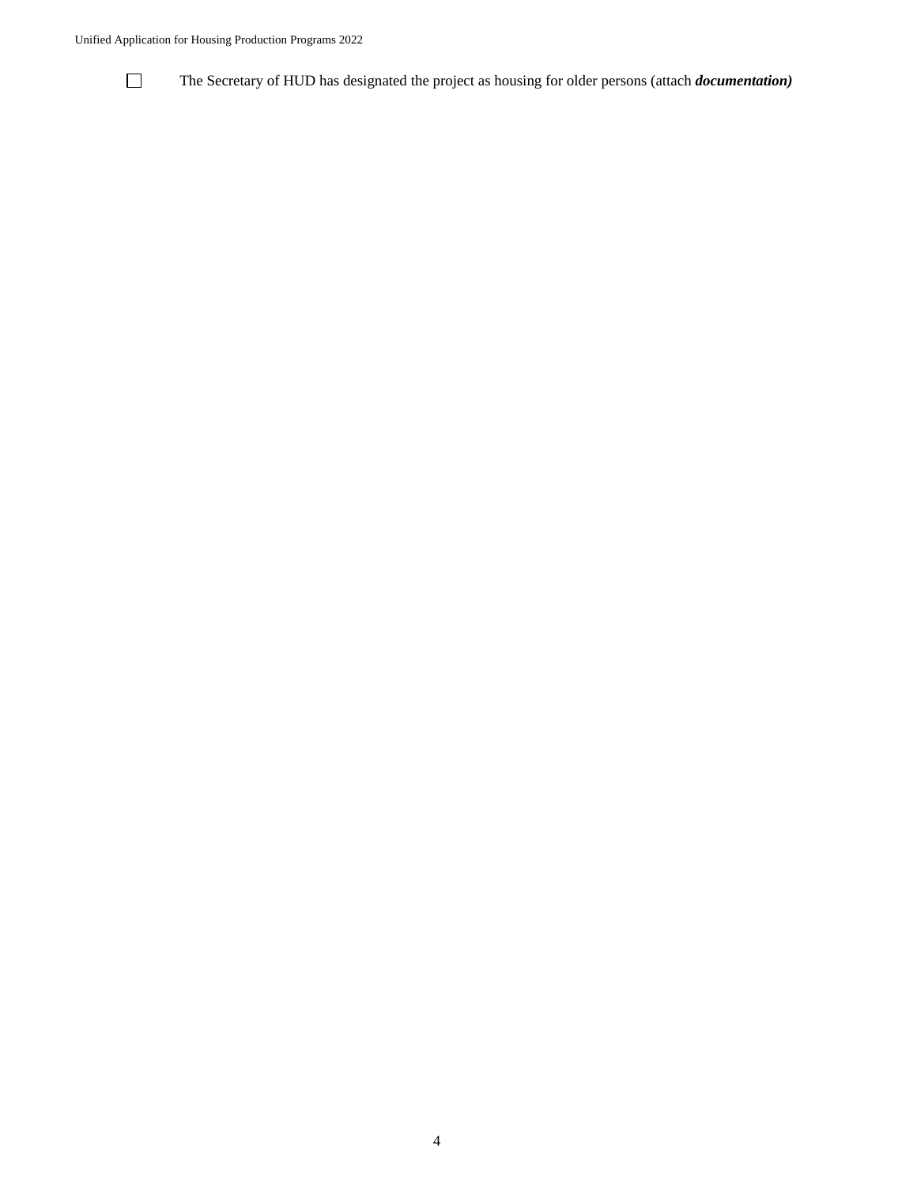- [ ] The Secretary of HUD has designated the project as housing for older persons (attach ***documentation)***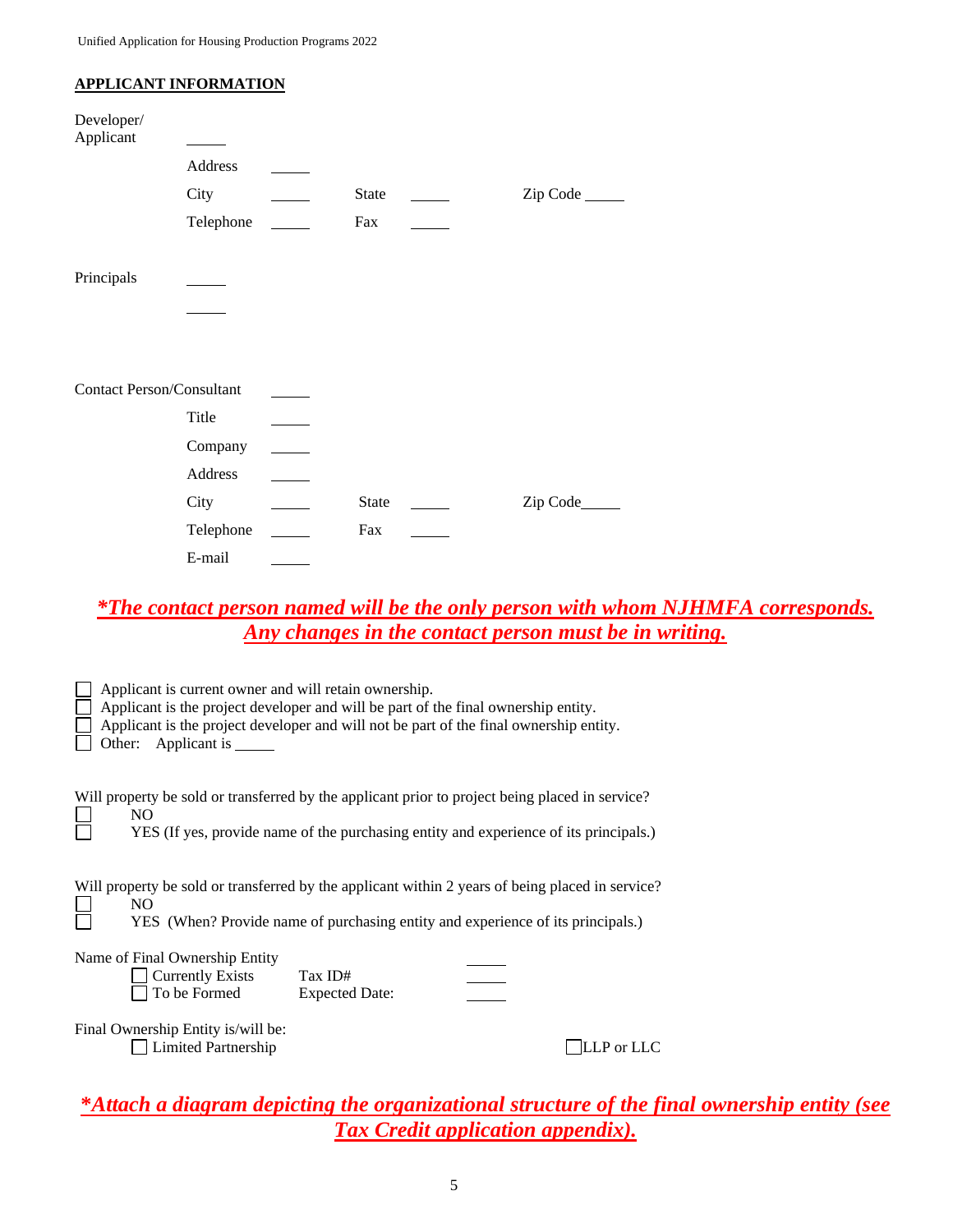## APPLICANT INFORMATION

Developer/ Applicant _____

Address _____

City _____ State _____ Zip Code _____

Telephone _____ Fax _____

Principals _____

_____

Contact Person/Consultant _____

Title _____

Company _____

Address _____

City _____ State _____ Zip Code_____

Telephone _____ Fax _____

E-mail _____

***<u>*The contact person named will be the only person with whom NJHMFA corresponds. Any changes in the contact person must be in writing.</u>***

☐ Applicant is current owner and will retain ownership.
☐ Applicant is the project developer and will be part of the final ownership entity.
☐ Applicant is the project developer and will not be part of the final ownership entity.
☐ Other: Applicant is _____

Will property be sold or transferred by the applicant prior to project being placed in service?

☐ NO
☐ YES (If yes, provide name of the purchasing entity and experience of its principals.)

Will property be sold or transferred by the applicant within 2 years of being placed in service?

☐ NO
☐ YES (When? Provide name of purchasing entity and experience of its principals.)

Name of Final Ownership Entity _____

☐ Currently Exists Tax ID# _____
☐ To be Formed Expected Date: _____

Final Ownership Entity is/will be:

☐ Limited Partnership ☐ LLP or LLC

***<u>*Attach a diagram depicting the organizational structure of the final ownership entity (see Tax Credit application appendix).</u>***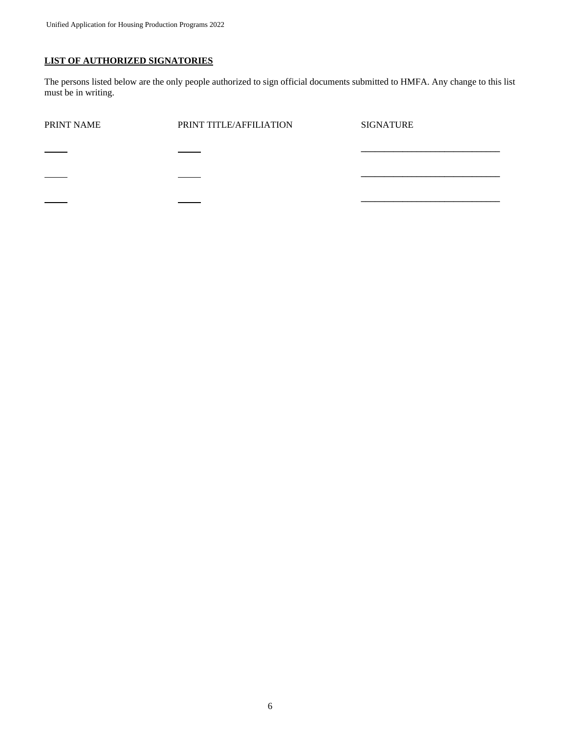**LIST OF AUTHORIZED SIGNATORIES**

The persons listed below are the only people authorized to sign official documents submitted to HMFA. Any change to this list must be in writing.

| PRINT NAME | PRINT TITLE/AFFILIATION | SIGNATURE |
| --- | --- | --- |
| _____ | _____ | ______________________________ |
| _____ | _____ | ______________________________ |
| _____ | _____ | ______________________________ |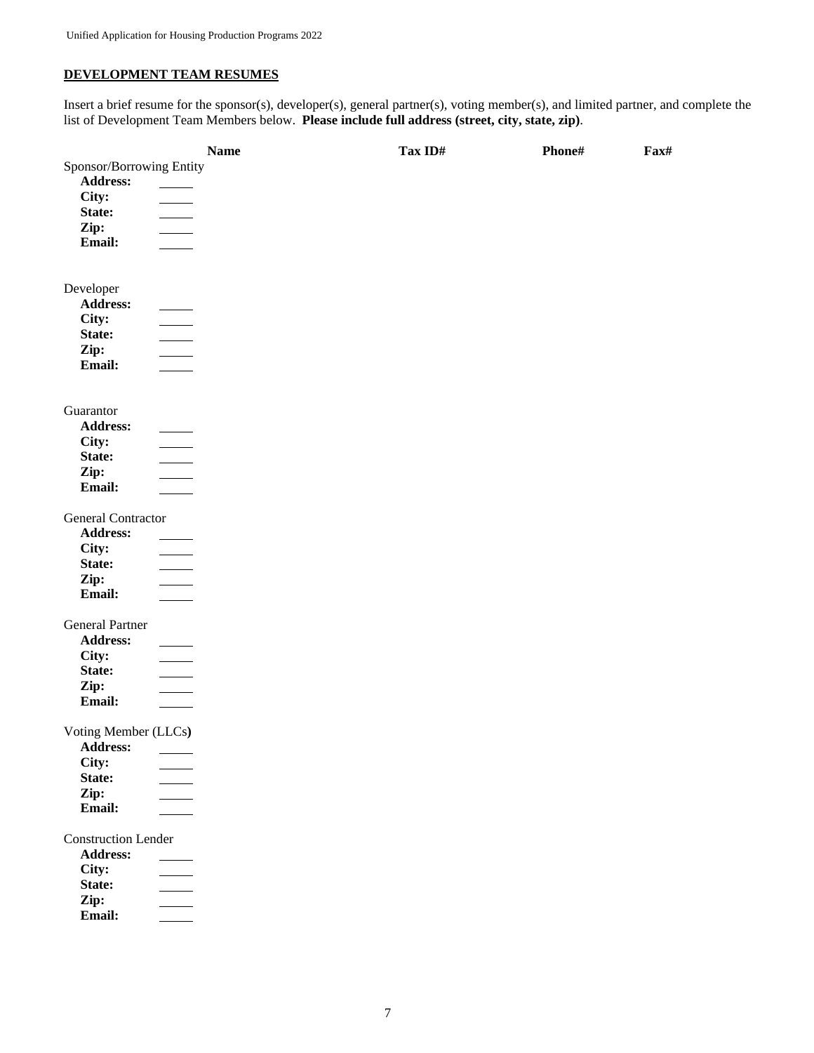## DEVELOPMENT TEAM RESUMES

Insert a brief resume for the sponsor(s), developer(s), general partner(s), voting member(s), and limited partner, and complete the list of Development Team Members below. **Please include full address (street, city, state, zip)**.

| | Name | Tax ID# | Phone# | Fax# |
|---|---|---|---|---|
| Sponsor/Borrowing Entity | | | | |
| **Address:** | | | | |
| **City:** | | | | |
| **State:** | | | | |
| **Zip:** | | | | |
| **Email:** | | | | |
| Developer | | | | |
| **Address:** | | | | |
| **City:** | | | | |
| **State:** | | | | |
| **Zip:** | | | | |
| **Email:** | | | | |
| Guarantor | | | | |
| **Address:** | | | | |
| **City:** | | | | |
| **State:** | | | | |
| **Zip:** | | | | |
| **Email:** | | | | |
| General Contractor | | | | |
| **Address:** | | | | |
| **City:** | | | | |
| **State:** | | | | |
| **Zip:** | | | | |
| **Email:** | | | | |
| General Partner | | | | |
| **Address:** | | | | |
| **City:** | | | | |
| **State:** | | | | |
| **Zip:** | | | | |
| **Email:** | | | | |
| Voting Member (LLCs) | | | | |
| **Address:** | | | | |
| **City:** | | | | |
| **State:** | | | | |
| **Zip:** | | | | |
| **Email:** | | | | |
| Construction Lender | | | | |
| **Address:** | | | | |
| **City:** | | | | |
| **State:** | | | | |
| **Zip:** | | | | |
| **Email:** | | | | |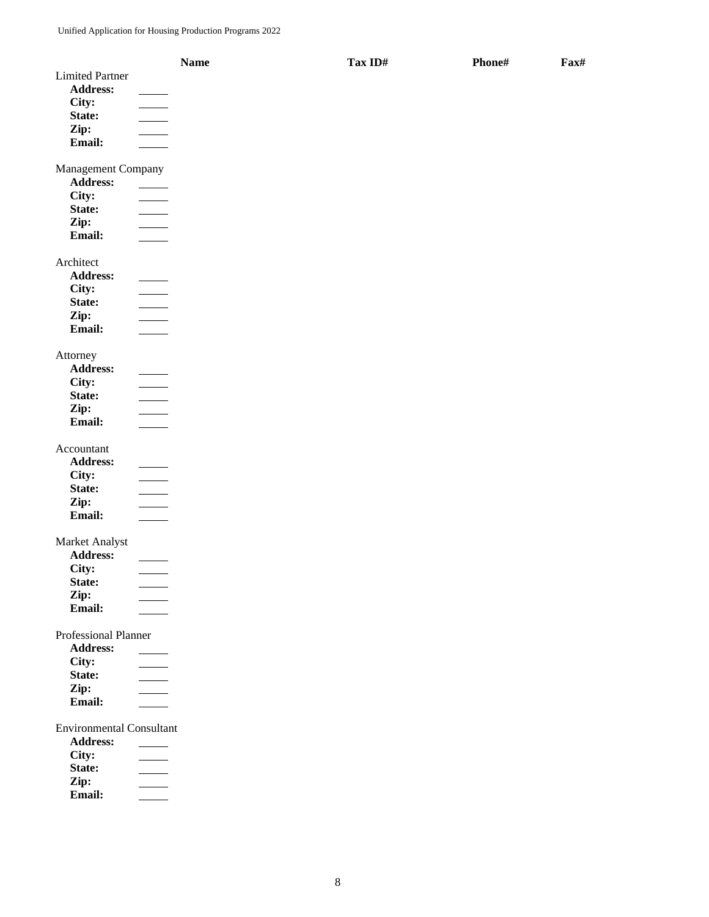| | Name | Tax ID# | Phone# | Fax# |
|---|---|---|---|---|
| Limited Partner | | | | |
| **Address:** | _____ | | | |
| **City:** | _____ | | | |
| **State:** | _____ | | | |
| **Zip:** | _____ | | | |
| **Email:** | _____ | | | |
| Management Company | | | | |
| **Address:** | _____ | | | |
| **City:** | _____ | | | |
| **State:** | _____ | | | |
| **Zip:** | _____ | | | |
| **Email:** | _____ | | | |
| Architect | | | | |
| **Address:** | _____ | | | |
| **City:** | _____ | | | |
| **State:** | _____ | | | |
| **Zip:** | _____ | | | |
| **Email:** | _____ | | | |
| Attorney | | | | |
| **Address:** | _____ | | | |
| **City:** | _____ | | | |
| **State:** | _____ | | | |
| **Zip:** | _____ | | | |
| **Email:** | _____ | | | |
| Accountant | | | | |
| **Address:** | _____ | | | |
| **City:** | _____ | | | |
| **State:** | _____ | | | |
| **Zip:** | _____ | | | |
| **Email:** | _____ | | | |
| Market Analyst | | | | |
| **Address:** | _____ | | | |
| **City:** | _____ | | | |
| **State:** | _____ | | | |
| **Zip:** | _____ | | | |
| **Email:** | _____ | | | |
| Professional Planner | | | | |
| **Address:** | _____ | | | |
| **City:** | _____ | | | |
| **State:** | _____ | | | |
| **Zip:** | _____ | | | |
| **Email:** | _____ | | | |
| Environmental Consultant | | | | |
| **Address:** | _____ | | | |
| **City:** | _____ | | | |
| **State:** | _____ | | | |
| **Zip:** | _____ | | | |
| **Email:** | _____ | | | |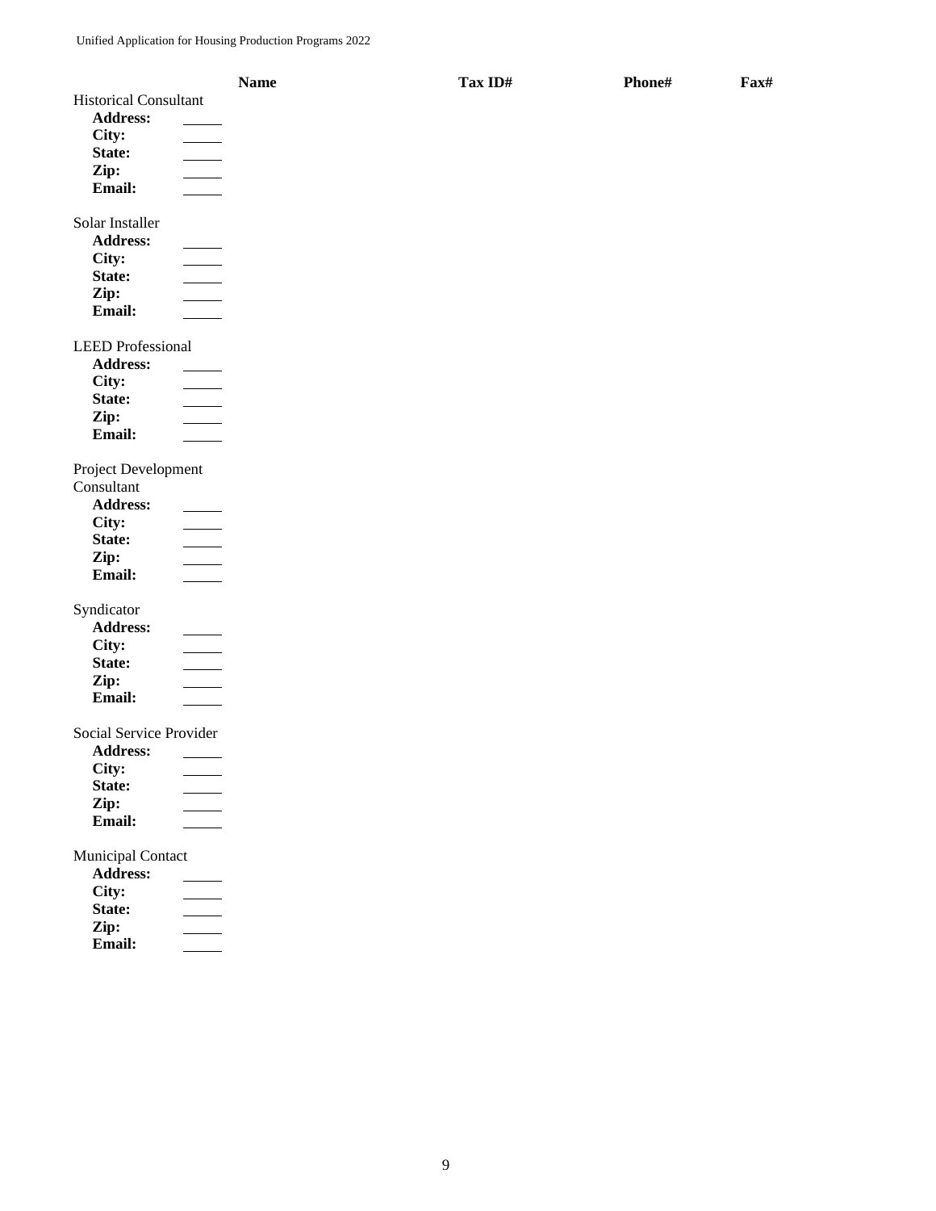| | Name | Tax ID# | Phone# | Fax# |
|---|---|---|---|---|
| Historical Consultant | | | | |
| **Address:** | | | | |
| **City:** | | | | |
| **State:** | | | | |
| **Zip:** | | | | |
| **Email:** | | | | |
| Solar Installer | | | | |
| **Address:** | | | | |
| **City:** | | | | |
| **State:** | | | | |
| **Zip:** | | | | |
| **Email:** | | | | |
| LEED Professional | | | | |
| **Address:** | | | | |
| **City:** | | | | |
| **State:** | | | | |
| **Zip:** | | | | |
| **Email:** | | | | |
| Project Development Consultant | | | | |
| **Address:** | | | | |
| **City:** | | | | |
| **State:** | | | | |
| **Zip:** | | | | |
| **Email:** | | | | |
| Syndicator | | | | |
| **Address:** | | | | |
| **City:** | | | | |
| **State:** | | | | |
| **Zip:** | | | | |
| **Email:** | | | | |
| Social Service Provider | | | | |
| **Address:** | | | | |
| **City:** | | | | |
| **State:** | | | | |
| **Zip:** | | | | |
| **Email:** | | | | |
| Municipal Contact | | | | |
| **Address:** | | | | |
| **City:** | | | | |
| **State:** | | | | |
| **Zip:** | | | | |
| **Email:** | | | | |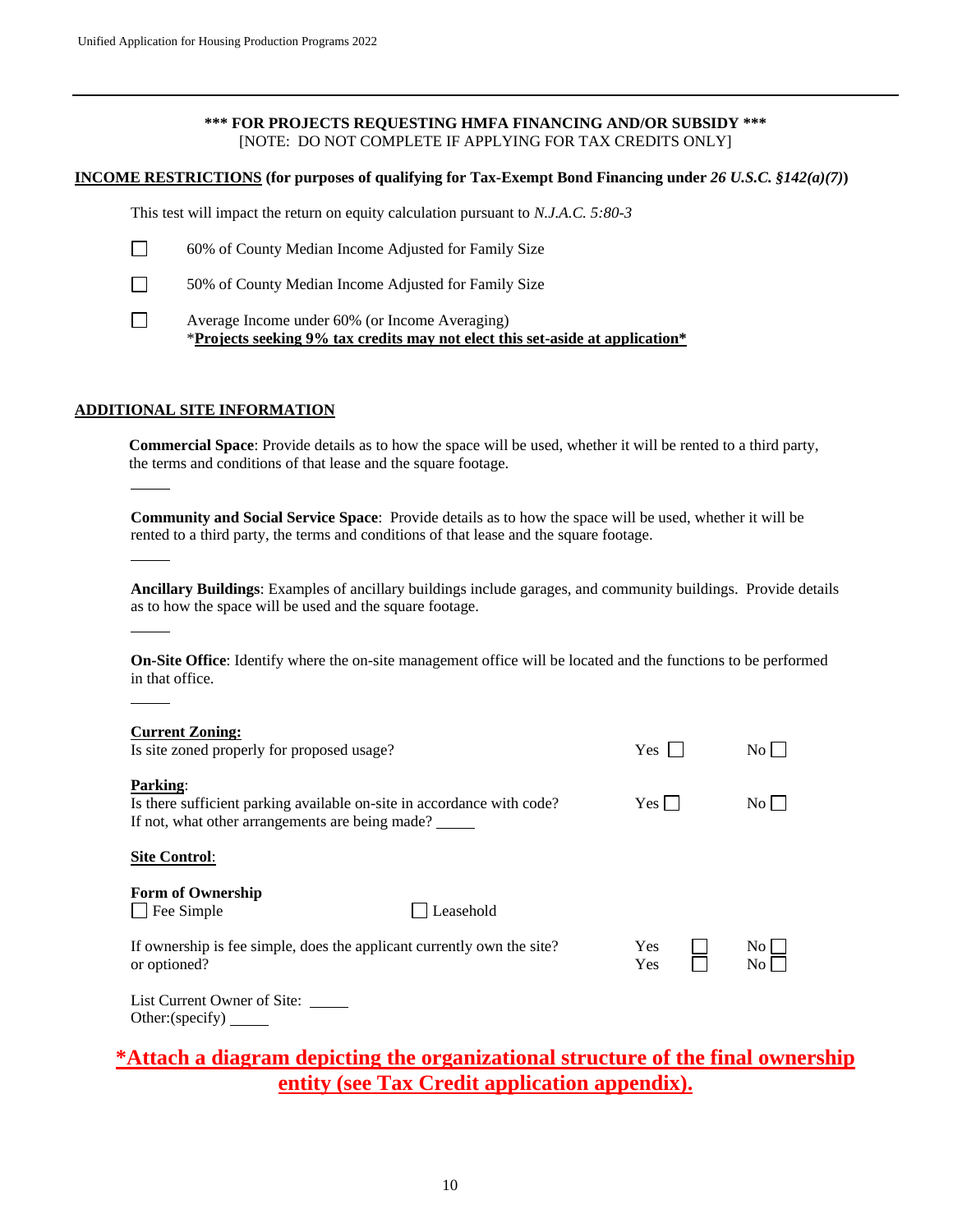**\*\*\* FOR PROJECTS REQUESTING HMFA FINANCING AND/OR SUBSIDY \*\*\***
[NOTE: DO NOT COMPLETE IF APPLYING FOR TAX CREDITS ONLY]

**INCOME RESTRICTIONS (for purposes of qualifying for Tax-Exempt Bond Financing under *26 U.S.C. §142(a)(7)*)**

This test will impact the return on equity calculation pursuant to *N.J.A.C. 5:80-3*

☐ 60% of County Median Income Adjusted for Family Size

☐ 50% of County Median Income Adjusted for Family Size

☐ Average Income under 60% (or Income Averaging)
\***Projects seeking 9% tax credits may not elect this set-aside at application\***

**ADDITIONAL SITE INFORMATION**

**Commercial Space**: Provide details as to how the space will be used, whether it will be rented to a third party, the terms and conditions of that lease and the square footage.

_____

**Community and Social Service Space**: Provide details as to how the space will be used, whether it will be rented to a third party, the terms and conditions of that lease and the square footage.

_____

**Ancillary Buildings**: Examples of ancillary buildings include garages, and community buildings. Provide details as to how the space will be used and the square footage.

_____

**On-Site Office**: Identify where the on-site management office will be located and the functions to be performed in that office.

_____

**Current Zoning:**
Is site zoned properly for proposed usage? Yes ☐ No ☐

**Parking**:
Is there sufficient parking available on-site in accordance with code? Yes ☐ No ☐
If not, what other arrangements are being made? _____

**Site Control**:

**Form of Ownership**
☐ Fee Simple ☐ Leasehold

If ownership is fee simple, does the applicant currently own the site? Yes ☐ No ☐
or optioned? Yes ☐ No ☐

List Current Owner of Site: _____
Other:(specify) _____

**\*Attach a diagram depicting the organizational structure of the final ownership entity (see Tax Credit application appendix).**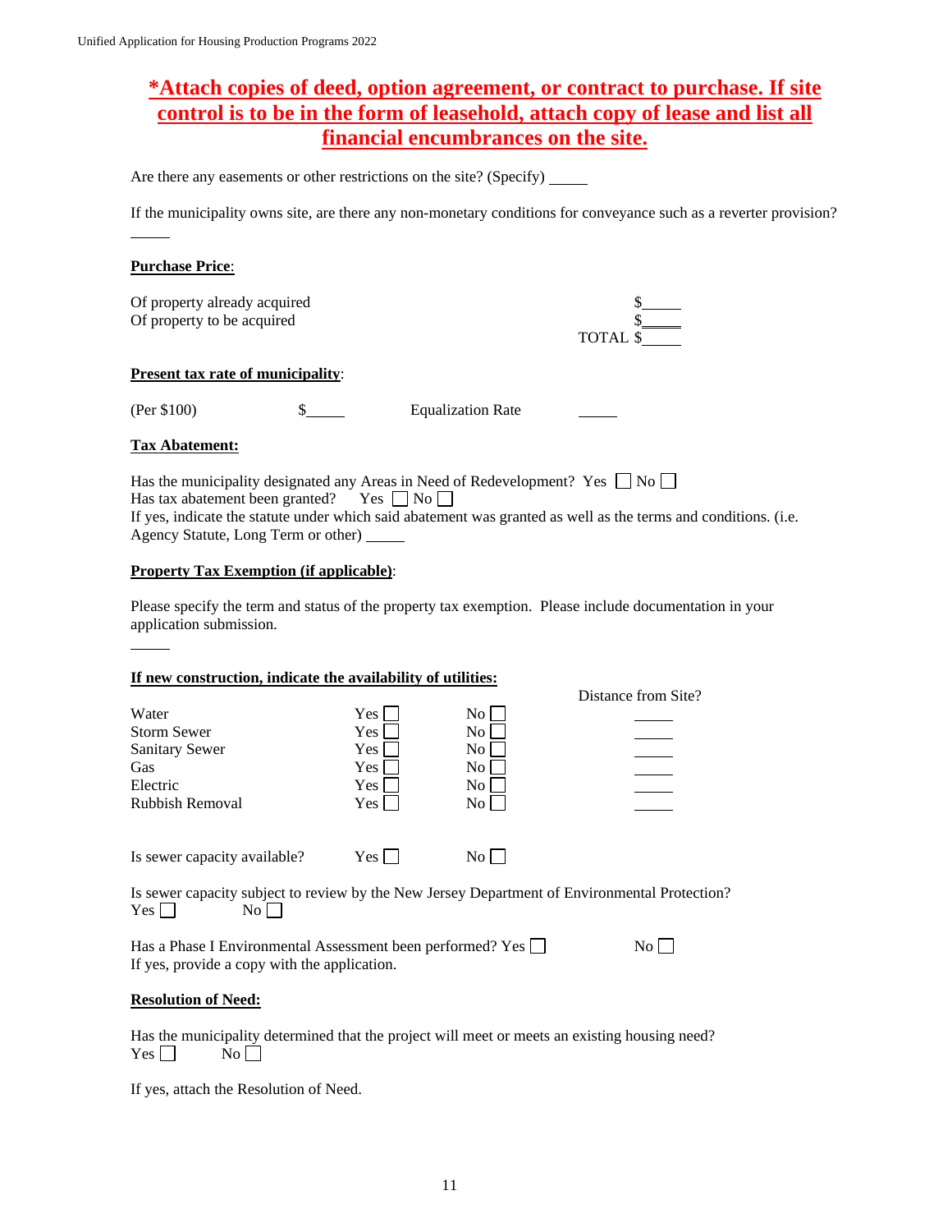**\*Attach copies of deed, option agreement, or contract to purchase. If site control is to be in the form of leasehold, attach copy of lease and list all financial encumbrances on the site.**

Are there any easements or other restrictions on the site? (Specify) _____

If the municipality owns site, are there any non-monetary conditions for conveyance such as a reverter provision?

_____

**Purchase Price**:

Of property already acquired $_____
Of property to be acquired $_____
TOTAL $_____

**Present tax rate of municipality**:

(Per $100) $_____ Equalization Rate _____

**Tax Abatement:**

Has the municipality designated any Areas in Need of Redevelopment? Yes ☐ No ☐
Has tax abatement been granted? Yes ☐ No ☐
If yes, indicate the statute under which said abatement was granted as well as the terms and conditions. (i.e. Agency Statute, Long Term or other) _____

**Property Tax Exemption (if applicable)**:

Please specify the term and status of the property tax exemption. Please include documentation in your application submission.

_____

**If new construction, indicate the availability of utilities:**

| | | | Distance from Site? |
|---|---|---|---|
| Water | Yes ☐ | No ☐ | _____ |
| Storm Sewer | Yes ☐ | No ☐ | _____ |
| Sanitary Sewer | Yes ☐ | No ☐ | _____ |
| Gas | Yes ☐ | No ☐ | _____ |
| Electric | Yes ☐ | No ☐ | _____ |
| Rubbish Removal | Yes ☐ | No ☐ | _____ |

Is sewer capacity available? Yes ☐ No ☐

Is sewer capacity subject to review by the New Jersey Department of Environmental Protection?
Yes ☐ No ☐

Has a Phase I Environmental Assessment been performed? Yes ☐ No ☐
If yes, provide a copy with the application.

**Resolution of Need:**

Has the municipality determined that the project will meet or meets an existing housing need?
Yes ☐ No ☐

If yes, attach the Resolution of Need.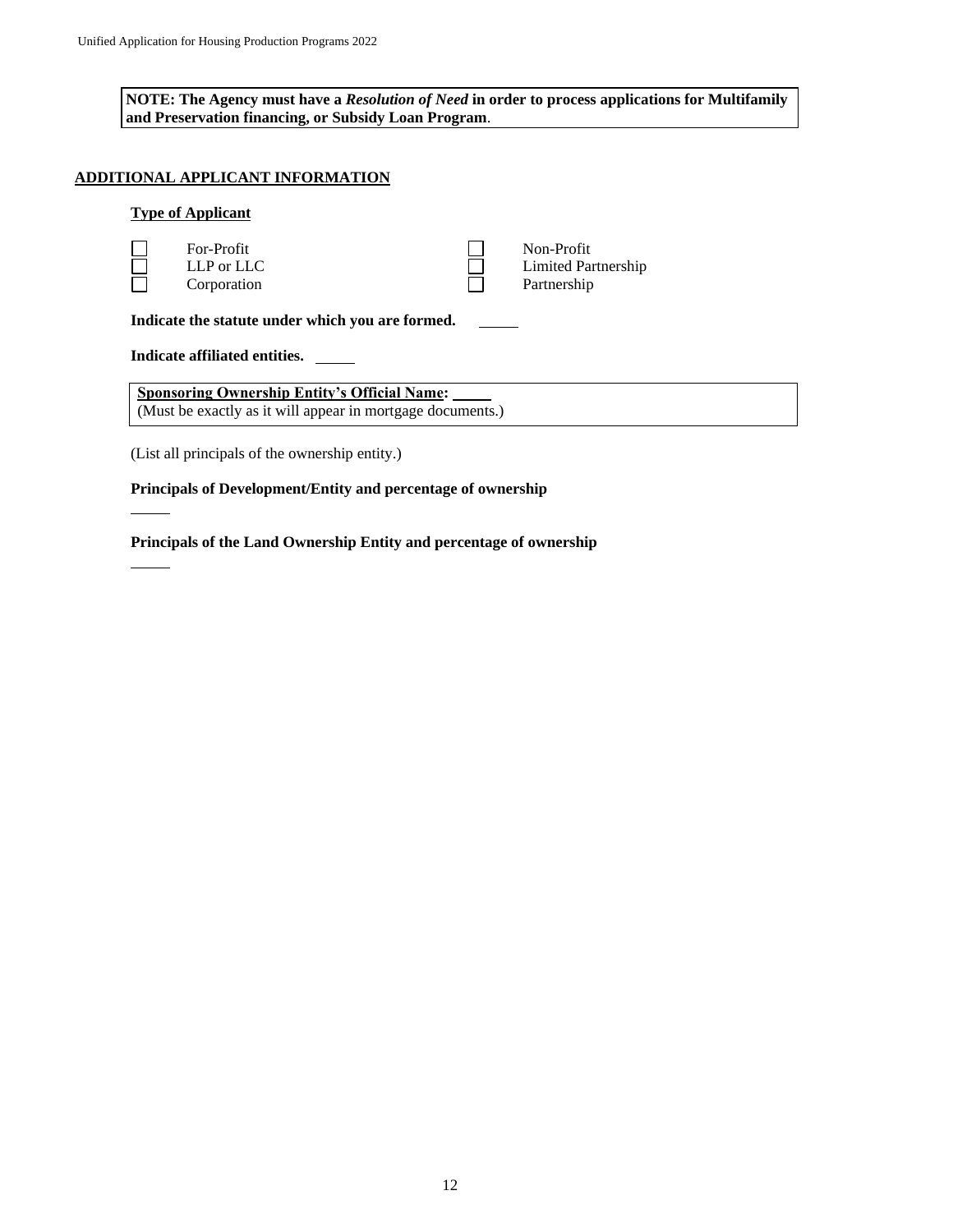**NOTE: The Agency must have a *Resolution of Need* in order to process applications for Multifamily and Preservation financing, or Subsidy Loan Program**.

## ADDITIONAL APPLICANT INFORMATION

### Type of Applicant

| | | | |
|---|---|---|---|
| ☐ | For-Profit | ☐ | Non-Profit |
| ☐ | LLP or LLC | ☐ | Limited Partnership |
| ☐ | Corporation | ☐ | Partnership |

**Indicate the statute under which you are formed.** _____

**Indicate affiliated entities.** _____

**Sponsoring Ownership Entity's Official Name:** _____
(Must be exactly as it will appear in mortgage documents.)

(List all principals of the ownership entity.)

**Principals of Development/Entity and percentage of ownership**

_____

**Principals of the Land Ownership Entity and percentage of ownership**

_____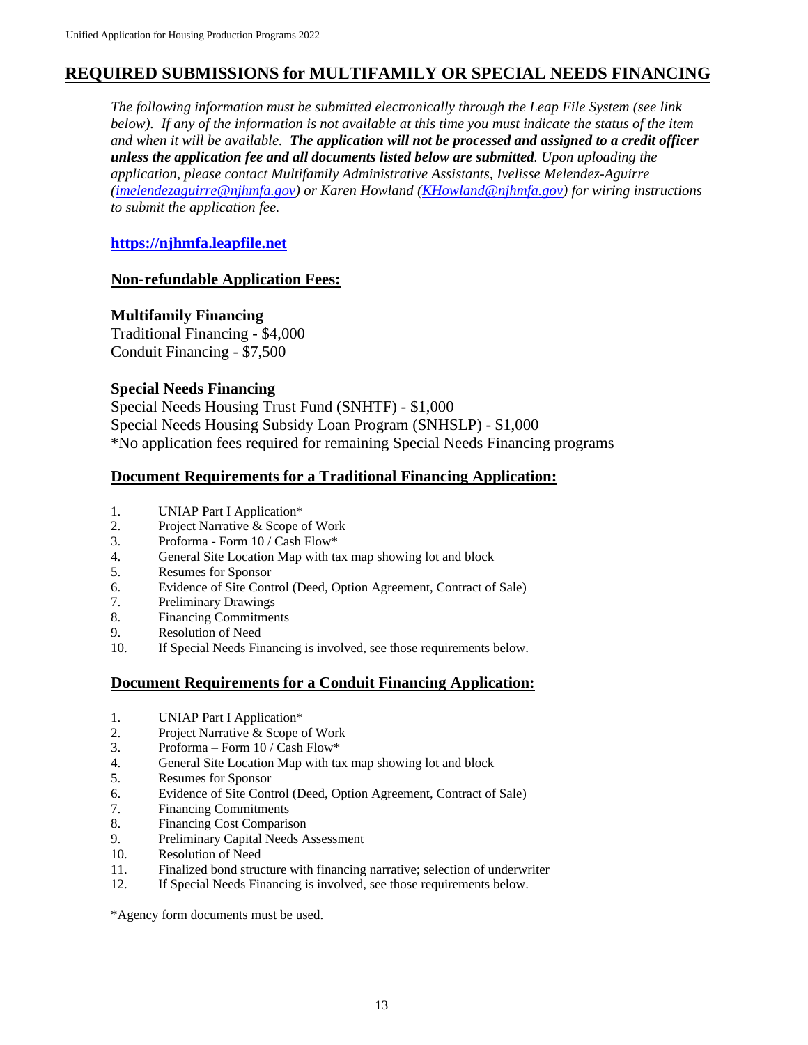## REQUIRED SUBMISSIONS for MULTIFAMILY OR SPECIAL NEEDS FINANCING

*The following information must be submitted electronically through the Leap File System (see link below). If any of the information is not available at this time you must indicate the status of the item and when it will be available.* ***The application will not be processed and assigned to a credit officer unless the application fee and all documents listed below are submitted****. Upon uploading the application, please contact Multifamily Administrative Assistants, Ivelisse Melendez-Aguirre (imelendezaguirre@njhmfa.gov) or Karen Howland (KHowland@njhmfa.gov) for wiring instructions to submit the application fee.*

**https://njhmfa.leapfile.net**

### Non-refundable Application Fees:

**Multifamily Financing**
Traditional Financing - $4,000
Conduit Financing - $7,500

**Special Needs Financing**
Special Needs Housing Trust Fund (SNHTF) - $1,000
Special Needs Housing Subsidy Loan Program (SNHSLP) - $1,000
*No application fees required for remaining Special Needs Financing programs

### Document Requirements for a Traditional Financing Application:

1. UNIAP Part I Application*
2. Project Narrative & Scope of Work
3. Proforma - Form 10 / Cash Flow*
4. General Site Location Map with tax map showing lot and block
5. Resumes for Sponsor
6. Evidence of Site Control (Deed, Option Agreement, Contract of Sale)
7. Preliminary Drawings
8. Financing Commitments
9. Resolution of Need
10. If Special Needs Financing is involved, see those requirements below.

### Document Requirements for a Conduit Financing Application:

1. UNIAP Part I Application*
2. Project Narrative & Scope of Work
3. Proforma – Form 10 / Cash Flow*
4. General Site Location Map with tax map showing lot and block
5. Resumes for Sponsor
6. Evidence of Site Control (Deed, Option Agreement, Contract of Sale)
7. Financing Commitments
8. Financing Cost Comparison
9. Preliminary Capital Needs Assessment
10. Resolution of Need
11. Finalized bond structure with financing narrative; selection of underwriter
12. If Special Needs Financing is involved, see those requirements below.

*Agency form documents must be used.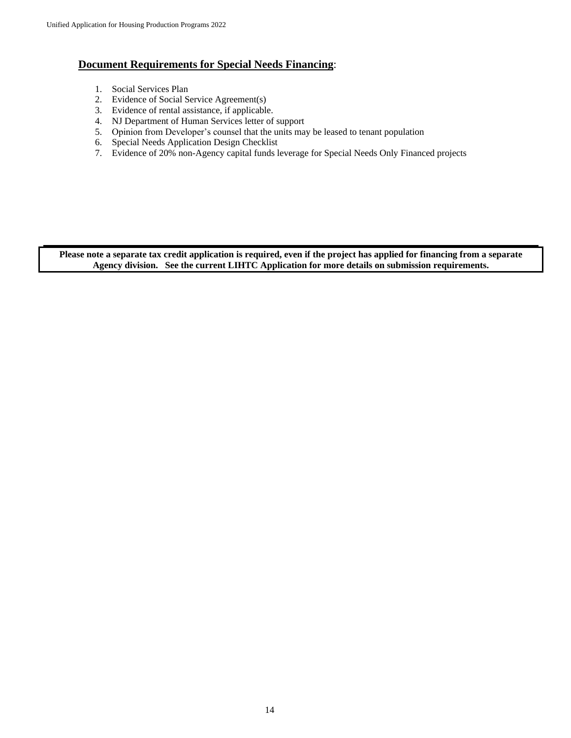## Document Requirements for Special Needs Financing:

1. Social Services Plan
2. Evidence of Social Service Agreement(s)
3. Evidence of rental assistance, if applicable.
4. NJ Department of Human Services letter of support
5. Opinion from Developer's counsel that the units may be leased to tenant population
6. Special Needs Application Design Checklist
7. Evidence of 20% non-Agency capital funds leverage for Special Needs Only Financed projects

**Please note a separate tax credit application is required, even if the project has applied for financing from a separate Agency division. See the current LIHTC Application for more details on submission requirements.**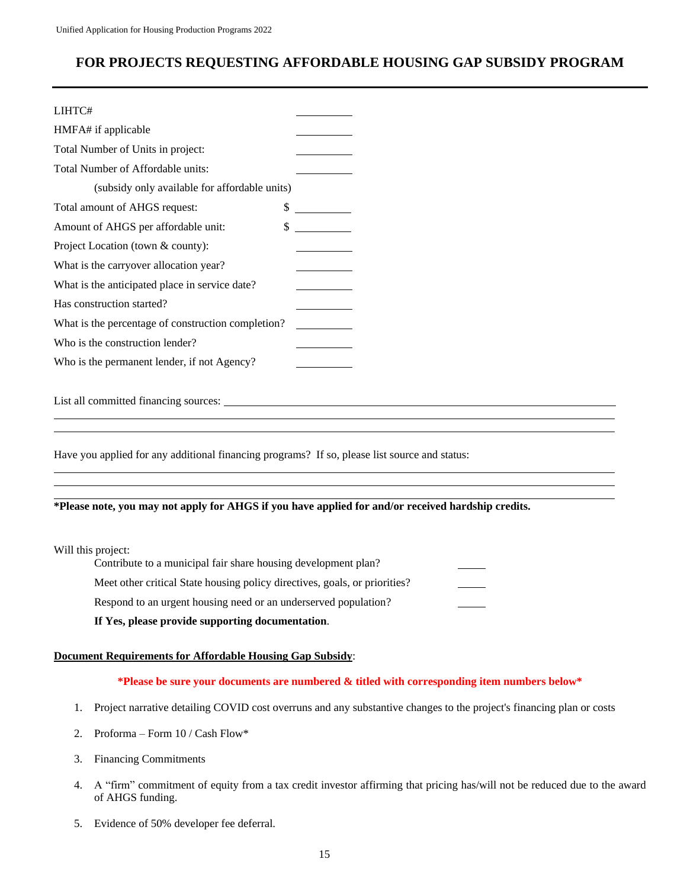# FOR PROJECTS REQUESTING AFFORDABLE HOUSING GAP SUBSIDY PROGRAM

---

LIHTC# \_\_\_\_\_\_\_\_\_\_

HMFA# if applicable \_\_\_\_\_\_\_\_\_\_

Total Number of Units in project: \_\_\_\_\_\_\_\_\_\_

Total Number of Affordable units: \_\_\_\_\_\_\_\_\_\_

(subsidy only available for affordable units)

Total amount of AHGS request: $ \_\_\_\_\_\_\_\_\_\_

Amount of AHGS per affordable unit: $ \_\_\_\_\_\_\_\_\_\_

Project Location (town & county): \_\_\_\_\_\_\_\_\_\_

What is the carryover allocation year? \_\_\_\_\_\_\_\_\_\_

What is the anticipated place in service date? \_\_\_\_\_\_\_\_\_\_

Has construction started? \_\_\_\_\_\_\_\_\_\_

What is the percentage of construction completion? \_\_\_\_\_\_\_\_\_\_

Who is the construction lender? \_\_\_\_\_\_\_\_\_\_

Who is the permanent lender, if not Agency? \_\_\_\_\_\_\_\_\_\_

List all committed financing sources: \_\_\_\_\_\_\_\_\_\_\_\_\_\_\_\_\_\_\_\_\_\_\_\_\_\_\_\_\_\_\_\_\_\_\_\_\_\_\_\_

\_\_\_\_\_\_\_\_\_\_\_\_\_\_\_\_\_\_\_\_\_\_\_\_\_\_\_\_\_\_\_\_\_\_\_\_\_\_\_\_\_\_\_\_\_\_\_\_\_\_\_\_\_\_\_\_\_\_\_\_\_\_\_\_\_\_\_\_\_\_\_\_\_\_\_\_

\_\_\_\_\_\_\_\_\_\_\_\_\_\_\_\_\_\_\_\_\_\_\_\_\_\_\_\_\_\_\_\_\_\_\_\_\_\_\_\_\_\_\_\_\_\_\_\_\_\_\_\_\_\_\_\_\_\_\_\_\_\_\_\_\_\_\_\_\_\_\_\_\_\_\_\_

Have you applied for any additional financing programs? If so, please list source and status:

\_\_\_\_\_\_\_\_\_\_\_\_\_\_\_\_\_\_\_\_\_\_\_\_\_\_\_\_\_\_\_\_\_\_\_\_\_\_\_\_\_\_\_\_\_\_\_\_\_\_\_\_\_\_\_\_\_\_\_\_\_\_\_\_\_\_\_\_\_\_\_\_\_\_\_\_

\_\_\_\_\_\_\_\_\_\_\_\_\_\_\_\_\_\_\_\_\_\_\_\_\_\_\_\_\_\_\_\_\_\_\_\_\_\_\_\_\_\_\_\_\_\_\_\_\_\_\_\_\_\_\_\_\_\_\_\_\_\_\_\_\_\_\_\_\_\_\_\_\_\_\_\_

\_\_\_\_\_\_\_\_\_\_\_\_\_\_\_\_\_\_\_\_\_\_\_\_\_\_\_\_\_\_\_\_\_\_\_\_\_\_\_\_\_\_\_\_\_\_\_\_\_\_\_\_\_\_\_\_\_\_\_\_\_\_\_\_\_\_\_\_\_\_\_\_\_\_\_\_

**\*Please note, you may not apply for AHGS if you have applied for and/or received hardship credits.**

Will this project:

- Contribute to a municipal fair share housing development plan? \_\_\_\_\_
- Meet other critical State housing policy directives, goals, or priorities? \_\_\_\_\_
- Respond to an urgent housing need or an underserved population? \_\_\_\_\_

**If Yes, please provide supporting documentation**.

**<u>Document Requirements for Affordable Housing Gap Subsidy</u>**:

**\*Please be sure your documents are numbered & titled with corresponding item numbers below\***

1. Project narrative detailing COVID cost overruns and any substantive changes to the project's financing plan or costs
2. Proforma – Form 10 / Cash Flow\*
3. Financing Commitments
4. A "firm" commitment of equity from a tax credit investor affirming that pricing has/will not be reduced due to the award of AHGS funding.
5. Evidence of 50% developer fee deferral.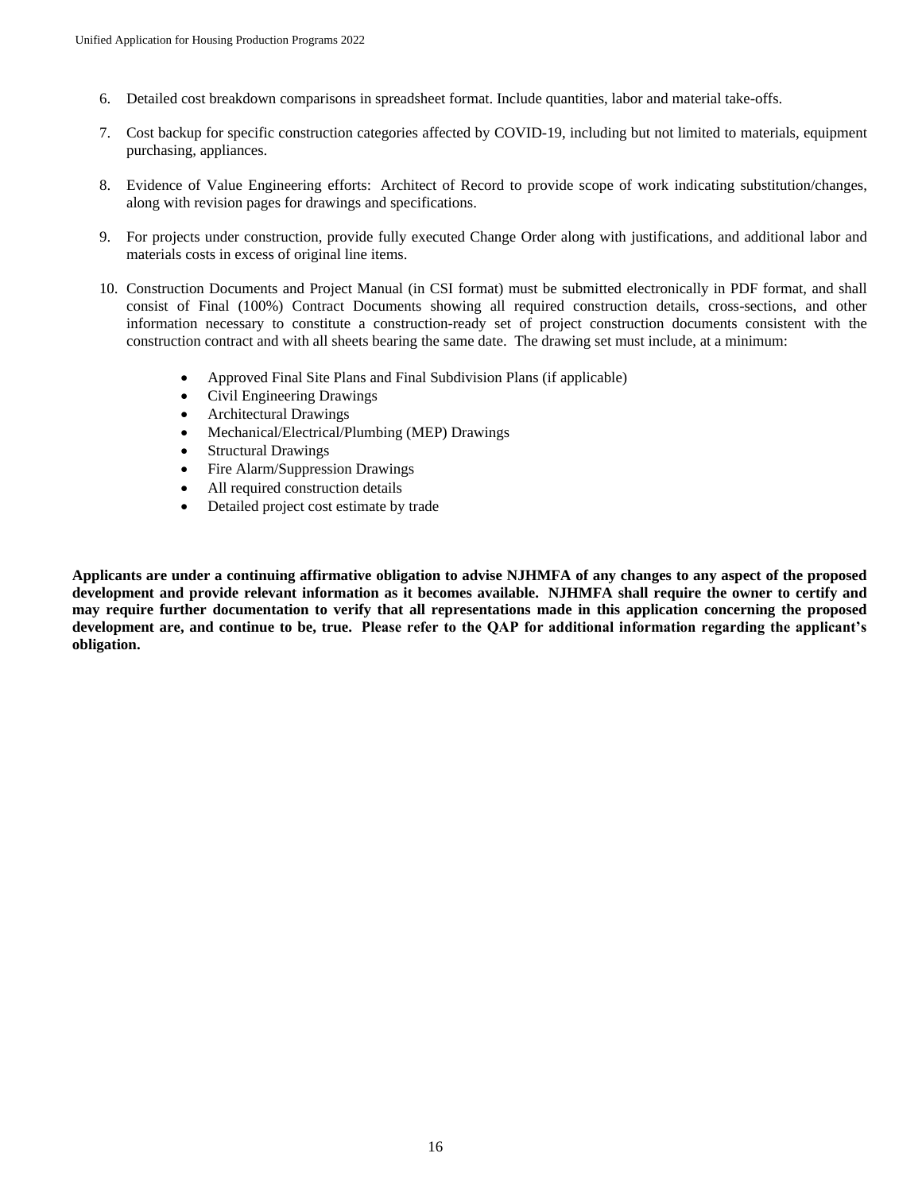6. Detailed cost breakdown comparisons in spreadsheet format. Include quantities, labor and material take-offs.

7. Cost backup for specific construction categories affected by COVID-19, including but not limited to materials, equipment purchasing, appliances.

8. Evidence of Value Engineering efforts: Architect of Record to provide scope of work indicating substitution/changes, along with revision pages for drawings and specifications.

9. For projects under construction, provide fully executed Change Order along with justifications, and additional labor and materials costs in excess of original line items.

10. Construction Documents and Project Manual (in CSI format) must be submitted electronically in PDF format, and shall consist of Final (100%) Contract Documents showing all required construction details, cross-sections, and other information necessary to constitute a construction-ready set of project construction documents consistent with the construction contract and with all sheets bearing the same date. The drawing set must include, at a minimum:

    - Approved Final Site Plans and Final Subdivision Plans (if applicable)
    - Civil Engineering Drawings
    - Architectural Drawings
    - Mechanical/Electrical/Plumbing (MEP) Drawings
    - Structural Drawings
    - Fire Alarm/Suppression Drawings
    - All required construction details
    - Detailed project cost estimate by trade

**Applicants are under a continuing affirmative obligation to advise NJHMFA of any changes to any aspect of the proposed development and provide relevant information as it becomes available. NJHMFA shall require the owner to certify and may require further documentation to verify that all representations made in this application concerning the proposed development are, and continue to be, true. Please refer to the QAP for additional information regarding the applicant's obligation.**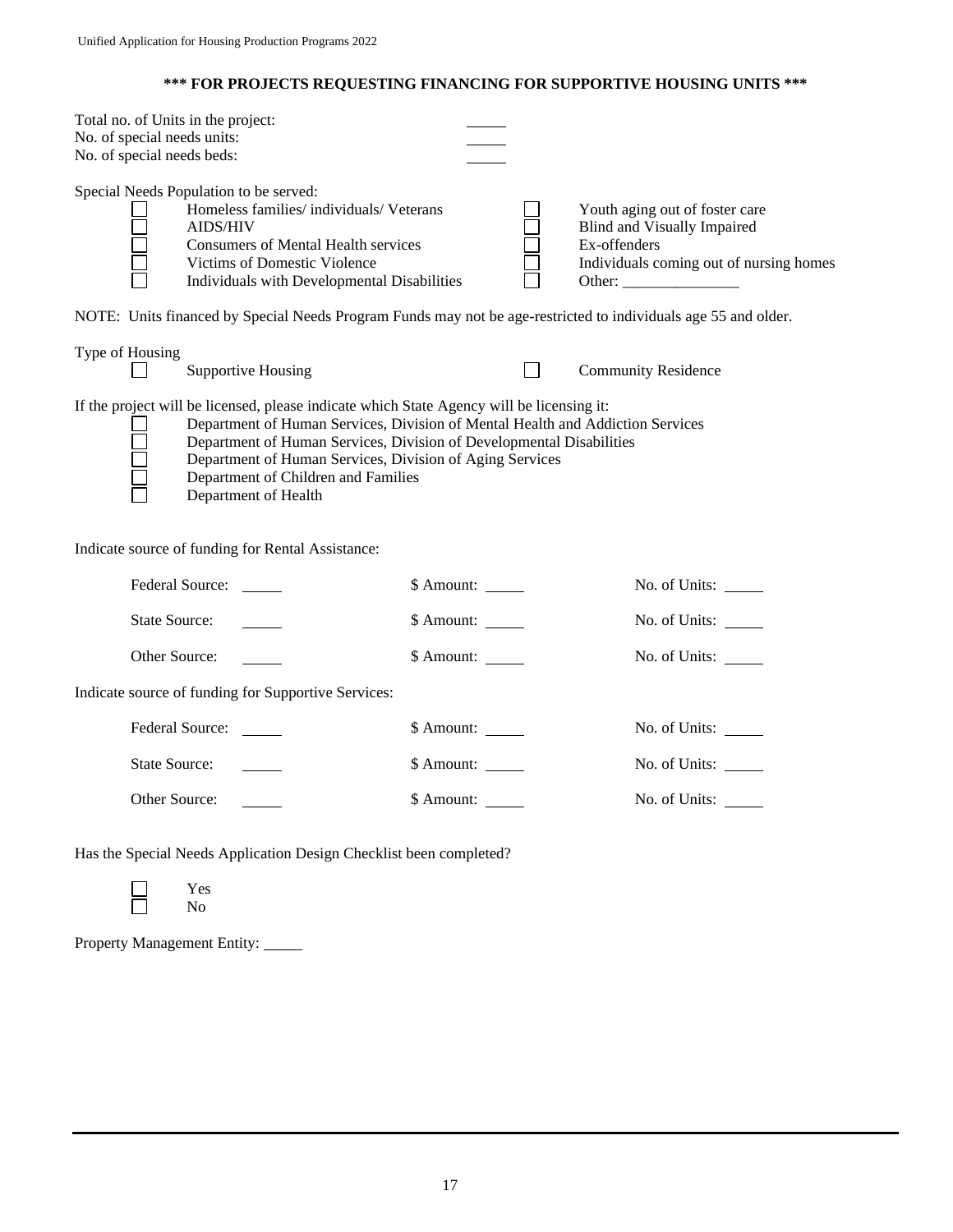**\*\*\* FOR PROJECTS REQUESTING FINANCING FOR SUPPORTIVE HOUSING UNITS \*\*\***

Total no. of Units in the project: _____
No. of special needs units: _____
No. of special needs beds: _____

Special Needs Population to be served:

- ☐ Homeless families/ individuals/ Veterans
- ☐ AIDS/HIV
- ☐ Consumers of Mental Health services
- ☐ Victims of Domestic Violence
- ☐ Individuals with Developmental Disabilities
- ☐ Youth aging out of foster care
- ☐ Blind and Visually Impaired
- ☐ Ex-offenders
- ☐ Individuals coming out of nursing homes
- ☐ Other: _______________

NOTE: Units financed by Special Needs Program Funds may not be age-restricted to individuals age 55 and older.

Type of Housing

- ☐ Supportive Housing
- ☐ Community Residence

If the project will be licensed, please indicate which State Agency will be licensing it:

- ☐ Department of Human Services, Division of Mental Health and Addiction Services
- ☐ Department of Human Services, Division of Developmental Disabilities
- ☐ Department of Human Services, Division of Aging Services
- ☐ Department of Children and Families
- ☐ Department of Health

Indicate source of funding for Rental Assistance:

Federal Source: _____ $ Amount: _____ No. of Units: _____

State Source: _____ $ Amount: _____ No. of Units: _____

Other Source: _____ $ Amount: _____ No. of Units: _____

Indicate source of funding for Supportive Services:

Federal Source: _____ $ Amount: _____ No. of Units: _____

State Source: _____ $ Amount: _____ No. of Units: _____

Other Source: _____ $ Amount: _____ No. of Units: _____

Has the Special Needs Application Design Checklist been completed?

- ☐ Yes
- ☐ No

Property Management Entity: _____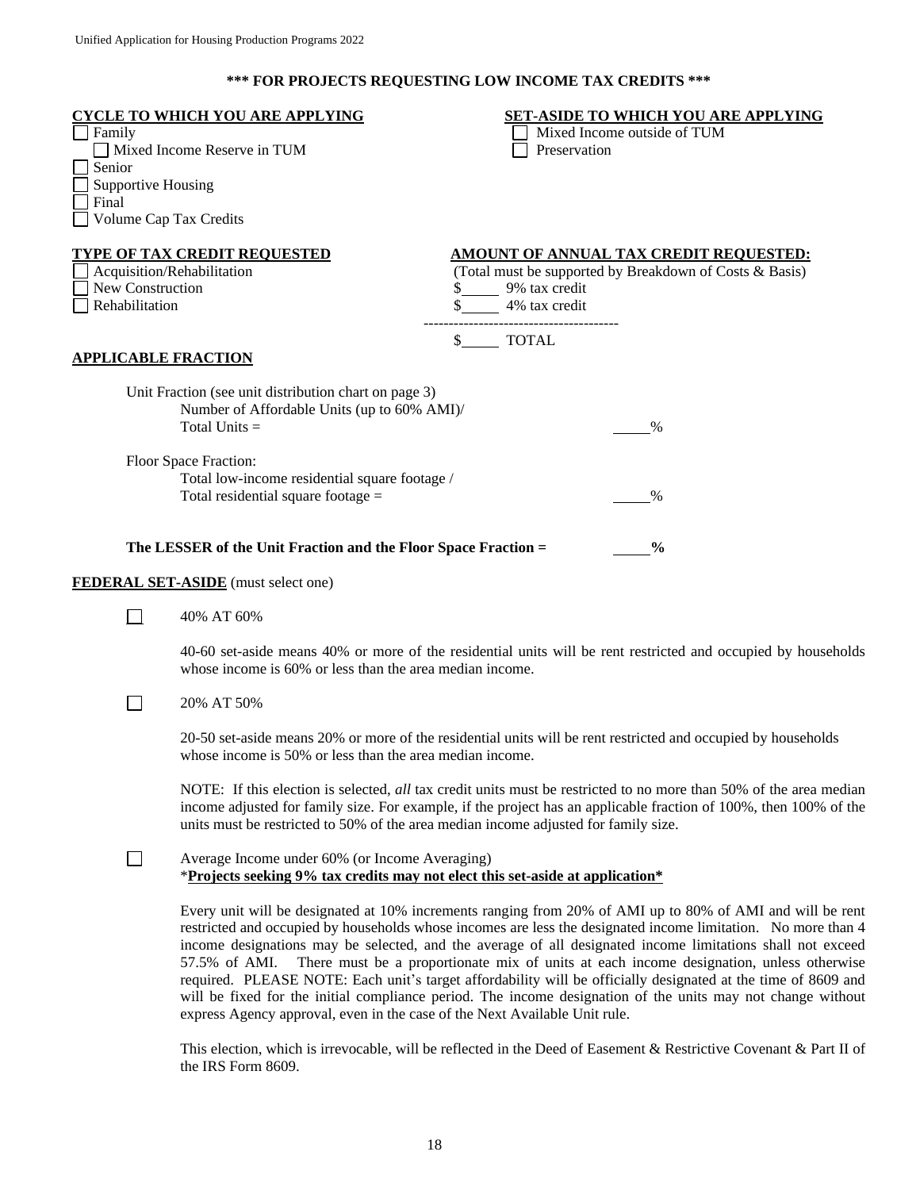**\*\*\* FOR PROJECTS REQUESTING LOW INCOME TAX CREDITS \*\*\***

**CYCLE TO WHICH YOU ARE APPLYING**

☐ Family
  ☐ Mixed Income Reserve in TUM
☐ Senior
☐ Supportive Housing
☐ Final
☐ Volume Cap Tax Credits

**SET-ASIDE TO WHICH YOU ARE APPLYING**

☐ Mixed Income outside of TUM
☐ Preservation

**TYPE OF TAX CREDIT REQUESTED**

☐ Acquisition/Rehabilitation
☐ New Construction
☐ Rehabilitation

**AMOUNT OF ANNUAL TAX CREDIT REQUESTED:**

(Total must be supported by Breakdown of Costs & Basis)

$_____ 9% tax credit
$_____ 4% tax credit
---------------------------------------
$_____ TOTAL

**APPLICABLE FRACTION**

Unit Fraction (see unit distribution chart on page 3)
Number of Affordable Units (up to 60% AMI)/
Total Units = _____%

Floor Space Fraction:
Total low-income residential square footage /
Total residential square footage = _____%

**The LESSER of the Unit Fraction and the Floor Space Fraction = _____%**

**FEDERAL SET-ASIDE** (must select one)

☐ 40% AT 60%

40-60 set-aside means 40% or more of the residential units will be rent restricted and occupied by households whose income is 60% or less than the area median income.

☐ 20% AT 50%

20-50 set-aside means 20% or more of the residential units will be rent restricted and occupied by households whose income is 50% or less than the area median income.

NOTE: If this election is selected, *all* tax credit units must be restricted to no more than 50% of the area median income adjusted for family size. For example, if the project has an applicable fraction of 100%, then 100% of the units must be restricted to 50% of the area median income adjusted for family size.

☐ Average Income under 60% (or Income Averaging)
\***Projects seeking 9% tax credits may not elect this set-aside at application**\*

Every unit will be designated at 10% increments ranging from 20% of AMI up to 80% of AMI and will be rent restricted and occupied by households whose incomes are less the designated income limitation. No more than 4 income designations may be selected, and the average of all designated income limitations shall not exceed 57.5% of AMI. There must be a proportionate mix of units at each income designation, unless otherwise required. PLEASE NOTE: Each unit's target affordability will be officially designated at the time of 8609 and will be fixed for the initial compliance period. The income designation of the units may not change without express Agency approval, even in the case of the Next Available Unit rule.

This election, which is irrevocable, will be reflected in the Deed of Easement & Restrictive Covenant & Part II of the IRS Form 8609.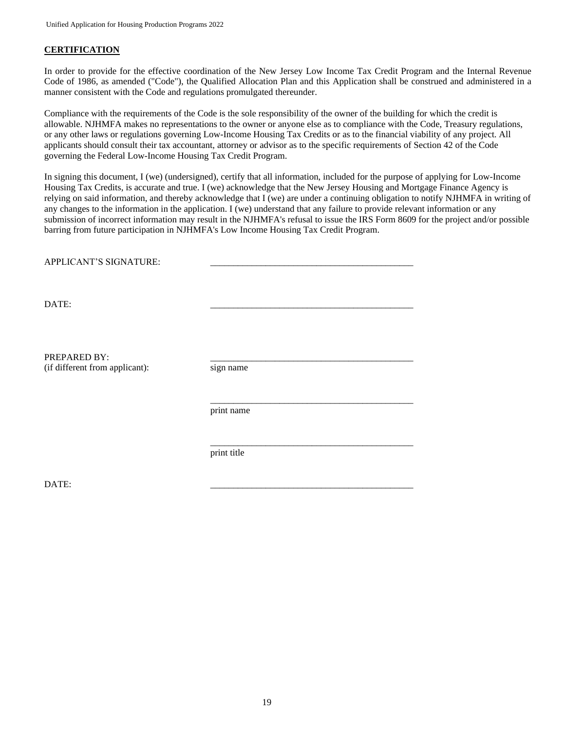**CERTIFICATION**

In order to provide for the effective coordination of the New Jersey Low Income Tax Credit Program and the Internal Revenue Code of 1986, as amended ("Code"), the Qualified Allocation Plan and this Application shall be construed and administered in a manner consistent with the Code and regulations promulgated thereunder.

Compliance with the requirements of the Code is the sole responsibility of the owner of the building for which the credit is allowable. NJHMFA makes no representations to the owner or anyone else as to compliance with the Code, Treasury regulations, or any other laws or regulations governing Low-Income Housing Tax Credits or as to the financial viability of any project. All applicants should consult their tax accountant, attorney or advisor as to the specific requirements of Section 42 of the Code governing the Federal Low-Income Housing Tax Credit Program.

In signing this document, I (we) (undersigned), certify that all information, included for the purpose of applying for Low-Income Housing Tax Credits, is accurate and true. I (we) acknowledge that the New Jersey Housing and Mortgage Finance Agency is relying on said information, and thereby acknowledge that I (we) are under a continuing obligation to notify NJHMFA in writing of any changes to the information in the application. I (we) understand that any failure to provide relevant information or any submission of incorrect information may result in the NJHMFA's refusal to issue the IRS Form 8609 for the project and/or possible barring from future participation in NJHMFA's Low Income Housing Tax Credit Program.

APPLICANT'S SIGNATURE: ____________________________________________

DATE: ____________________________________________

PREPARED BY:
(if different from applicant):

____________________________________________
sign name

____________________________________________
print name

____________________________________________
print title

DATE: ____________________________________________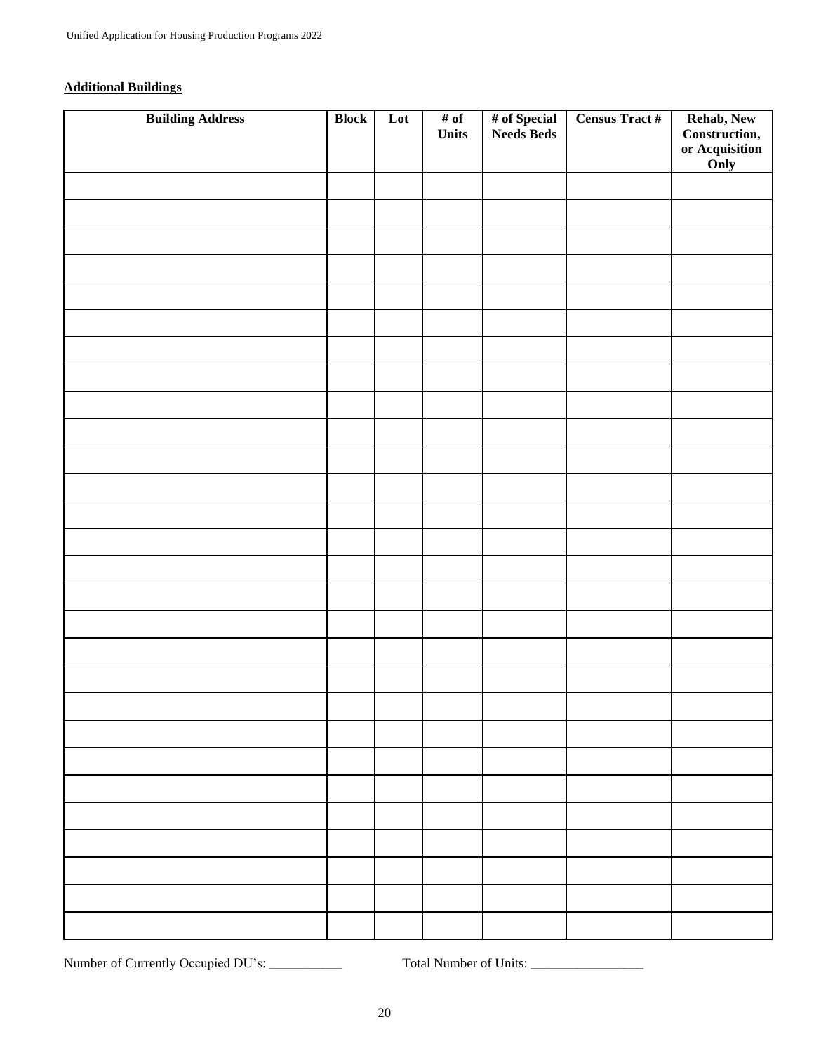**Additional Buildings**

| Building Address | Block | Lot | # of Units | # of Special Needs Beds | Census Tract # | Rehab, New Construction, or Acquisition Only |
|---|---|---|---|---|---|---|
| | | | | | | |
| | | | | | | |
| | | | | | | |
| | | | | | | |
| | | | | | | |
| | | | | | | |
| | | | | | | |
| | | | | | | |
| | | | | | | |
| | | | | | | |
| | | | | | | |
| | | | | | | |
| | | | | | | |
| | | | | | | |
| | | | | | | |
| | | | | | | |
| | | | | | | |
| | | | | | | |
| | | | | | | |
| | | | | | | |
| | | | | | | |
| | | | | | | |
| | | | | | | |
| | | | | | | |
| | | | | | | |
| | | | | | | |
| | | | | | | |
| | | | | | | |

Number of Currently Occupied DU's: ___________ Total Number of Units: _________________